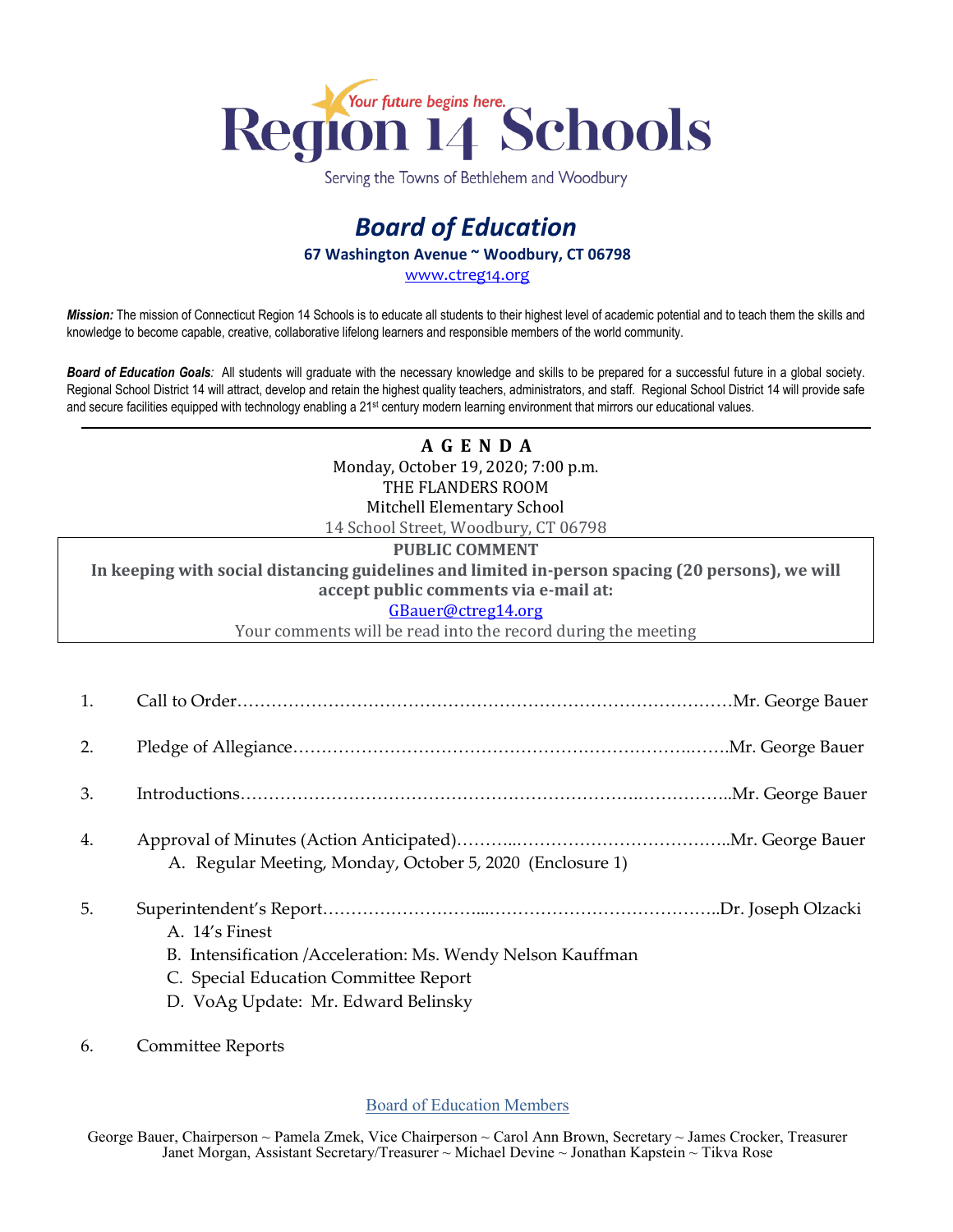# Region 14 Schools

Your future begins here.

Serving the Towns of Bethlehem and Woodbury

## *Board of Education*

**67 Washington Avenue ~ Woodbury, CT 06798**

www.ctreg14.org

***Mission:*** The mission of Connecticut Region 14 Schools is to educate all students to their highest level of academic potential and to teach them the skills and knowledge to become capable, creative, collaborative lifelong learners and responsible members of the world community.

***Board of Education Goals:*** All students will graduate with the necessary knowledge and skills to be prepared for a successful future in a global society. Regional School District 14 will attract, develop and retain the highest quality teachers, administrators, and staff. Regional School District 14 will provide safe and secure facilities equipped with technology enabling a 21st century modern learning environment that mirrors our educational values.

---

**A G E N D A**

Monday, October 19, 2020; 7:00 p.m.
THE FLANDERS ROOM
Mitchell Elementary School
14 School Street, Woodbury, CT 06798

**PUBLIC COMMENT**

**In keeping with social distancing guidelines and limited in-person spacing (20 persons), we will accept public comments via e-mail at:**

GBauer@ctreg14.org

Your comments will be read into the record during the meeting

1. Call to Order……………………………………………………………………………Mr. George Bauer

2. Pledge of Allegiance……………………………………………………………..…….Mr. George Bauer

3. Introductions…………………………………………………………..……………..Mr. George Bauer

4. Approval of Minutes (Action Anticipated)………..………………………………..Mr. George Bauer
   A. Regular Meeting, Monday, October 5, 2020 (Enclosure 1)

5. Superintendent's Report……………………...…………………………………..Dr. Joseph Olzacki
   A. 14's Finest
   B. Intensification /Acceleration: Ms. Wendy Nelson Kauffman
   C. Special Education Committee Report
   D. VoAg Update: Mr. Edward Belinsky

6. Committee Reports

Board of Education Members

George Bauer, Chairperson ~ Pamela Zmek, Vice Chairperson ~ Carol Ann Brown, Secretary ~ James Crocker, Treasurer
Janet Morgan, Assistant Secretary/Treasurer ~ Michael Devine ~ Jonathan Kapstein ~ Tikva Rose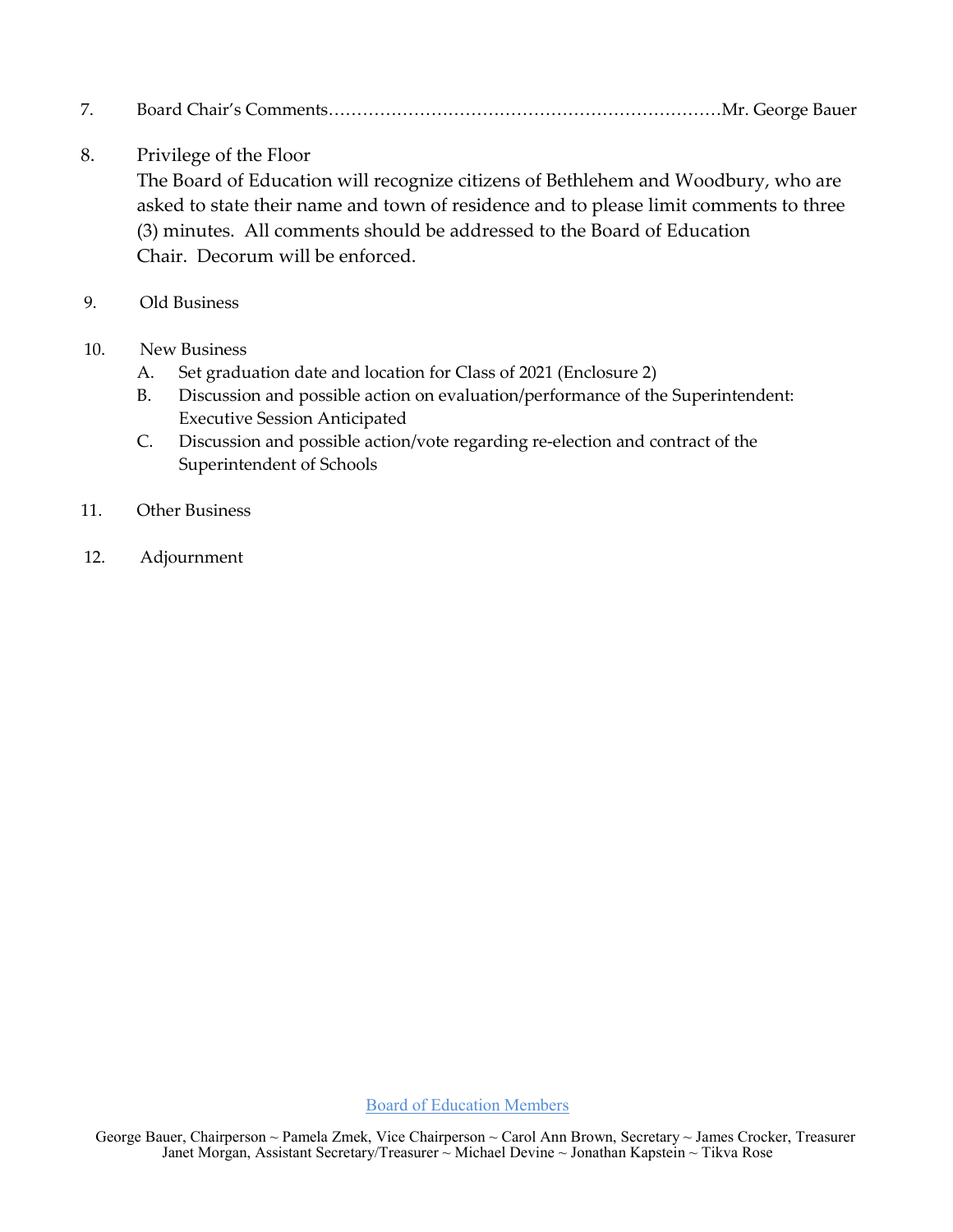7. Board Chair's Comments……………………………………………………………Mr. George Bauer

8. Privilege of the Floor
   The Board of Education will recognize citizens of Bethlehem and Woodbury, who are asked to state their name and town of residence and to please limit comments to three (3) minutes. All comments should be addressed to the Board of Education Chair. Decorum will be enforced.

9. Old Business

10. New Business
    A. Set graduation date and location for Class of 2021 (Enclosure 2)
    B. Discussion and possible action on evaluation/performance of the Superintendent: Executive Session Anticipated
    C. Discussion and possible action/vote regarding re-election and contract of the Superintendent of Schools

11. Other Business

12. Adjournment

Board of Education Members

George Bauer, Chairperson ~ Pamela Zmek, Vice Chairperson ~ Carol Ann Brown, Secretary ~ James Crocker, Treasurer
Janet Morgan, Assistant Secretary/Treasurer ~ Michael Devine ~ Jonathan Kapstein ~ Tikva Rose